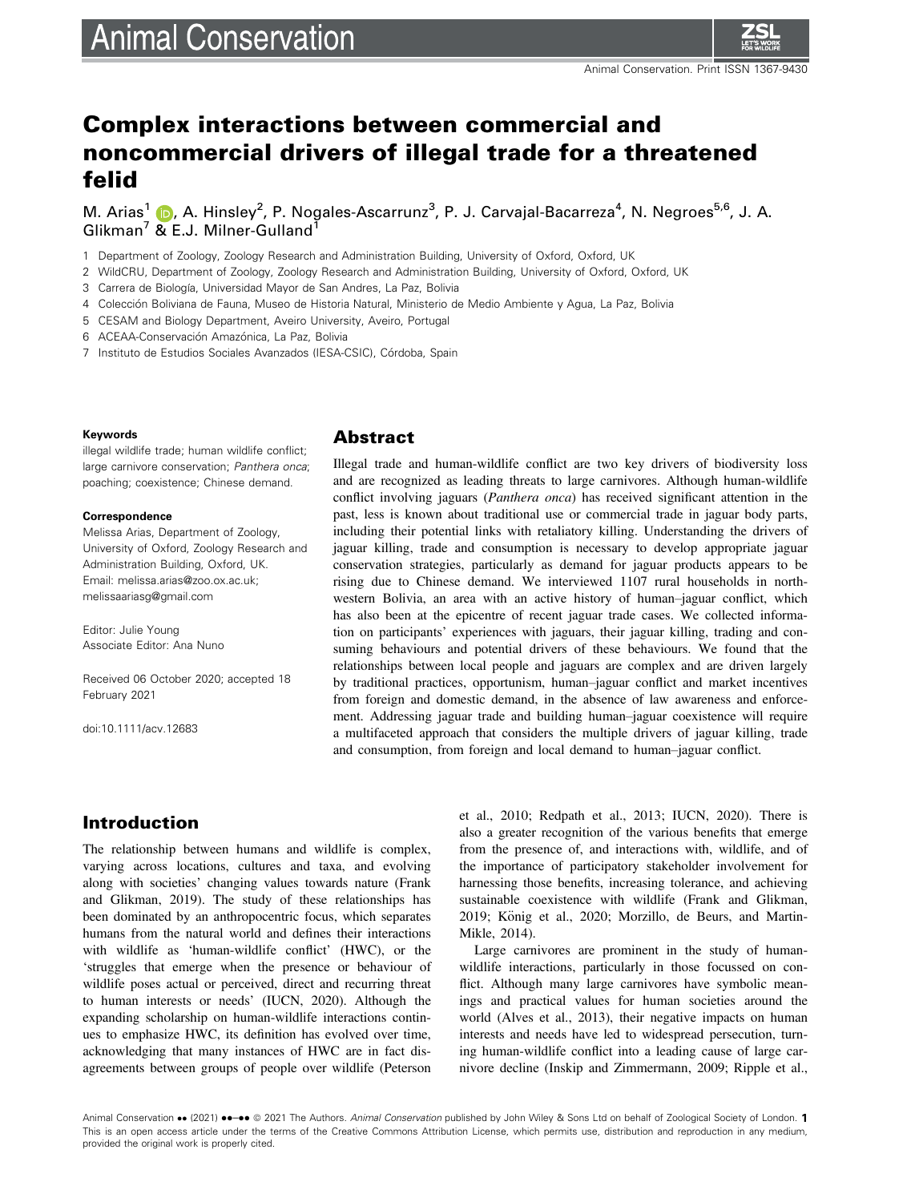# Complex interactions between commercial and noncommercial drivers of illegal trade for a threatened felid

M. Arias[1], A. Hinsley[2], P. Nogales-Ascarrunz[3], P. J. Carvajal-Bacarreza[4], N. Negroes[5,6], J. A. Glikman[7] & E.J. Milner-Gulland[1]

1 Department of Zoology, Zoology Research and Administration Building, University of Oxford, Oxford, UK
2 WildCRU, Department of Zoology, Zoology Research and Administration Building, University of Oxford, Oxford, UK
3 Carrera de Biología, Universidad Mayor de San Andres, La Paz, Bolivia
4 Colección Boliviana de Fauna, Museo de Historia Natural, Ministerio de Medio Ambiente y Agua, La Paz, Bolivia
5 CESAM and Biology Department, Aveiro University, Aveiro, Portugal
6 ACEAA-Conservación Amazónica, La Paz, Bolivia
7 Instituto de Estudios Sociales Avanzados (IESA-CSIC), Córdoba, Spain

**Keywords**
illegal wildlife trade; human wildlife conflict; large carnivore conservation; *Panthera onca*; poaching; coexistence; Chinese demand.

**Correspondence**
Melissa Arias, Department of Zoology, University of Oxford, Zoology Research and Administration Building, Oxford, UK.
Email: melissa.arias@zoo.ox.ac.uk; melissaariasg@gmail.com

Editor: Julie Young
Associate Editor: Ana Nuno

Received 06 October 2020; accepted 18 February 2021

doi:10.1111/acv.12683

## Abstract

Illegal trade and human-wildlife conflict are two key drivers of biodiversity loss and are recognized as leading threats to large carnivores. Although human-wildlife conflict involving jaguars (*Panthera onca*) has received significant attention in the past, less is known about traditional use or commercial trade in jaguar body parts, including their potential links with retaliatory killing. Understanding the drivers of jaguar killing, trade and consumption is necessary to develop appropriate jaguar conservation strategies, particularly as demand for jaguar products appears to be rising due to Chinese demand. We interviewed 1107 rural households in northwestern Bolivia, an area with an active history of human–jaguar conflict, which has also been at the epicentre of recent jaguar trade cases. We collected information on participants' experiences with jaguars, their jaguar killing, trading and consuming behaviours and potential drivers of these behaviours. We found that the relationships between local people and jaguars are complex and are driven largely by traditional practices, opportunism, human–jaguar conflict and market incentives from foreign and domestic demand, in the absence of law awareness and enforcement. Addressing jaguar trade and building human–jaguar coexistence will require a multifaceted approach that considers the multiple drivers of jaguar killing, trade and consumption, from foreign and local demand to human–jaguar conflict.

## Introduction

The relationship between humans and wildlife is complex, varying across locations, cultures and taxa, and evolving along with societies' changing values towards nature (Frank and Glikman, 2019). The study of these relationships has been dominated by an anthropocentric focus, which separates humans from the natural world and defines their interactions with wildlife as 'human-wildlife conflict' (HWC), or the 'struggles that emerge when the presence or behaviour of wildlife poses actual or perceived, direct and recurring threat to human interests or needs' (IUCN, 2020). Although the expanding scholarship on human-wildlife interactions continues to emphasize HWC, its definition has evolved over time, acknowledging that many instances of HWC are in fact disagreements between groups of people over wildlife (Peterson et al., 2010; Redpath et al., 2013; IUCN, 2020). There is also a greater recognition of the various benefits that emerge from the presence of, and interactions with, wildlife, and of the importance of participatory stakeholder involvement for harnessing those benefits, increasing tolerance, and achieving sustainable coexistence with wildlife (Frank and Glikman, 2019; König et al., 2020; Morzillo, de Beurs, and Martin-Mikle, 2014).

Large carnivores are prominent in the study of human-wildlife interactions, particularly in those focussed on conflict. Although many large carnivores have symbolic meanings and practical values for human societies around the world (Alves et al., 2013), their negative impacts on human interests and needs have led to widespread persecution, turning human-wildlife conflict into a leading cause of large carnivore decline (Inskip and Zimmermann, 2009; Ripple et al.,

This is an open access article under the terms of the Creative Commons Attribution License, which permits use, distribution and reproduction in any medium, provided the original work is properly cited.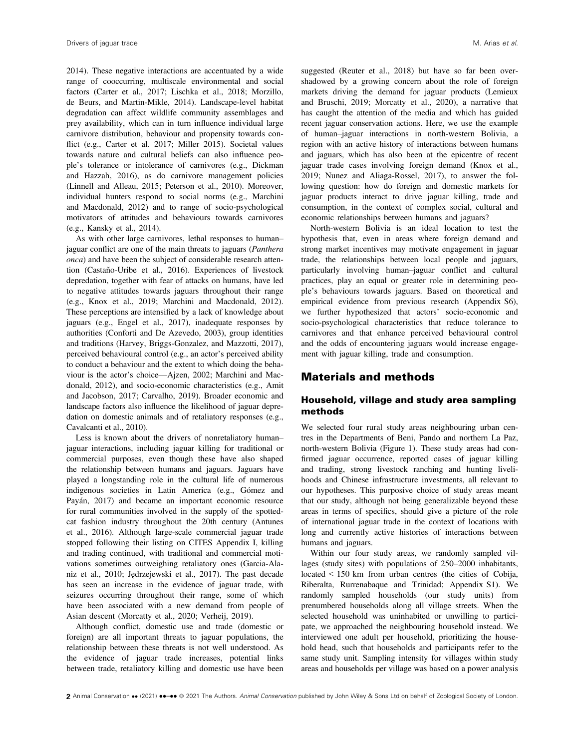2014). These negative interactions are accentuated by a wide range of cooccurring, multiscale environmental and social factors (Carter et al., 2017; Lischka et al., 2018; Morzillo, de Beurs, and Martin-Mikle, 2014). Landscape-level habitat degradation can affect wildlife community assemblages and prey availability, which can in turn influence individual large carnivore distribution, behaviour and propensity towards conflict (e.g., Carter et al. 2017; Miller 2015). Societal values towards nature and cultural beliefs can also influence people's tolerance or intolerance of carnivores (e.g., Dickman and Hazzah, 2016), as do carnivore management policies (Linnell and Alleau, 2015; Peterson et al., 2010). Moreover, individual hunters respond to social norms (e.g., Marchini and Macdonald, 2012) and to range of socio-psychological motivators of attitudes and behaviours towards carnivores (e.g., Kansky et al., 2014).

As with other large carnivores, lethal responses to human–jaguar conflict are one of the main threats to jaguars (*Panthera onca*) and have been the subject of considerable research attention (Castaño-Uribe et al., 2016). Experiences of livestock depredation, together with fear of attacks on humans, have led to negative attitudes towards jaguars throughout their range (e.g., Knox et al., 2019; Marchini and Macdonald, 2012). These perceptions are intensified by a lack of knowledge about jaguars (e.g., Engel et al., 2017), inadequate responses by authorities (Conforti and De Azevedo, 2003), group identities and traditions (Harvey, Briggs-Gonzalez, and Mazzotti, 2017), perceived behavioural control (e.g., an actor's perceived ability to conduct a behaviour and the extent to which doing the behaviour is the actor's choice—Ajzen, 2002; Marchini and Macdonald, 2012), and socio-economic characteristics (e.g., Amit and Jacobson, 2017; Carvalho, 2019). Broader economic and landscape factors also influence the likelihood of jaguar depredation on domestic animals and of retaliatory responses (e.g., Cavalcanti et al., 2010).

Less is known about the drivers of nonretaliatory human–jaguar interactions, including jaguar killing for traditional or commercial purposes, even though these have also shaped the relationship between humans and jaguars. Jaguars have played a longstanding role in the cultural life of numerous indigenous societies in Latin America (e.g., Gómez and Payán, 2017) and became an important economic resource for rural communities involved in the supply of the spotted-cat fashion industry throughout the 20th century (Antunes et al., 2016). Although large-scale commercial jaguar trade stopped following their listing on CITES Appendix I, killing and trading continued, with traditional and commercial motivations sometimes outweighing retaliatory ones (Garcia-Alaniz et al., 2010; Jędrzejewski et al., 2017). The past decade has seen an increase in the evidence of jaguar trade, with seizures occurring throughout their range, some of which have been associated with a new demand from people of Asian descent (Morcatty et al., 2020; Verheij, 2019).

Although conflict, domestic use and trade (domestic or foreign) are all important threats to jaguar populations, the relationship between these threats is not well understood. As the evidence of jaguar trade increases, potential links between trade, retaliatory killing and domestic use have been suggested (Reuter et al., 2018) but have so far been overshadowed by a growing concern about the role of foreign markets driving the demand for jaguar products (Lemieux and Bruschi, 2019; Morcatty et al., 2020), a narrative that has caught the attention of the media and which has guided recent jaguar conservation actions. Here, we use the example of human–jaguar interactions in north-western Bolivia, a region with an active history of interactions between humans and jaguars, which has also been at the epicentre of recent jaguar trade cases involving foreign demand (Knox et al., 2019; Nunez and Aliaga-Rossel, 2017), to answer the following question: how do foreign and domestic markets for jaguar products interact to drive jaguar killing, trade and consumption, in the context of complex social, cultural and economic relationships between humans and jaguars?

North-western Bolivia is an ideal location to test the hypothesis that, even in areas where foreign demand and strong market incentives may motivate engagement in jaguar trade, the relationships between local people and jaguars, particularly involving human–jaguar conflict and cultural practices, play an equal or greater role in determining people's behaviours towards jaguars. Based on theoretical and empirical evidence from previous research (Appendix S6), we further hypothesized that actors' socio-economic and socio-psychological characteristics that reduce tolerance to carnivores and that enhance perceived behavioural control and the odds of encountering jaguars would increase engagement with jaguar killing, trade and consumption.

## Materials and methods

### Household, village and study area sampling methods

We selected four rural study areas neighbouring urban centres in the Departments of Beni, Pando and northern La Paz, north-western Bolivia (Figure 1). These study areas had confirmed jaguar occurrence, reported cases of jaguar killing and trading, strong livestock ranching and hunting livelihoods and Chinese infrastructure investments, all relevant to our hypotheses. This purposive choice of study areas meant that our study, although not being generalizable beyond these areas in terms of specifics, should give a picture of the role of international jaguar trade in the context of locations with long and currently active histories of interactions between humans and jaguars.

Within our four study areas, we randomly sampled villages (study sites) with populations of 250–2000 inhabitants, located < 150 km from urban centres (the cities of Cobija, Riberalta, Rurrenabaque and Trinidad; Appendix S1). We randomly sampled households (our study units) from prenumbered households along all village streets. When the selected household was uninhabited or unwilling to participate, we approached the neighbouring household instead. We interviewed one adult per household, prioritizing the household head, such that households and participants refer to the same study unit. Sampling intensity for villages within study areas and households per village was based on a power analysis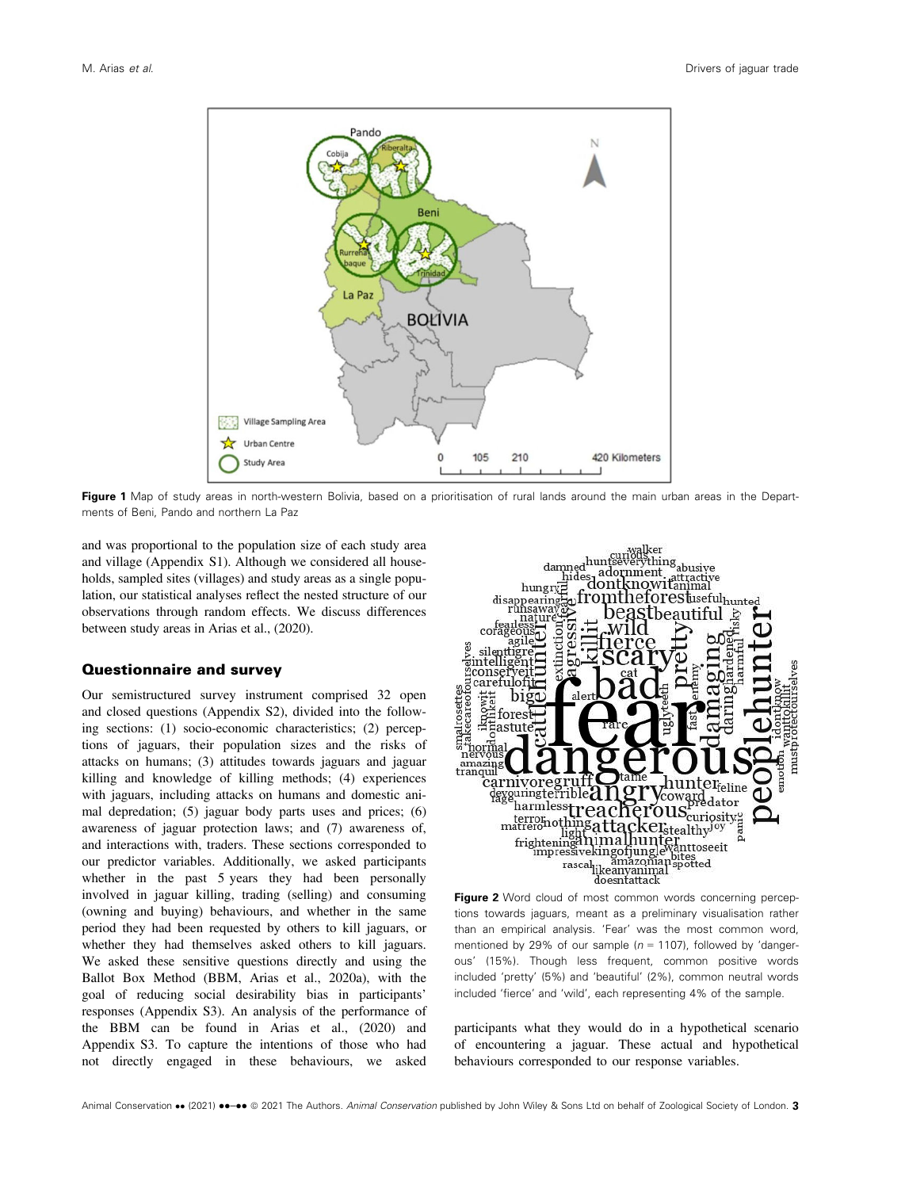Figure 1 Map of study areas in north-western Bolivia, based on a prioritisation of rural lands around the main urban areas in the Departments of Beni, Pando and northern La Paz

and was proportional to the population size of each study area and village (Appendix S1). Although we considered all households, sampled sites (villages) and study areas as a single population, our statistical analyses reflect the nested structure of our observations through random effects. We discuss differences between study areas in Arias et al., (2020).

## Questionnaire and survey

Our semistructured survey instrument comprised 32 open and closed questions (Appendix S2), divided into the following sections: (1) socio-economic characteristics; (2) perceptions of jaguars, their population sizes and the risks of attacks on humans; (3) attitudes towards jaguars and jaguar killing and knowledge of killing methods; (4) experiences with jaguars, including attacks on humans and domestic animal depredation; (5) jaguar body parts uses and prices; (6) awareness of jaguar protection laws; and (7) awareness of, and interactions with, traders. These sections corresponded to our predictor variables. Additionally, we asked participants whether in the past 5 years they had been personally involved in jaguar killing, trading (selling) and consuming (owning and buying) behaviours, and whether in the same period they had been requested by others to kill jaguars, or whether they had themselves asked others to kill jaguars. We asked these sensitive questions directly and using the Ballot Box Method (BBM, Arias et al., 2020a), with the goal of reducing social desirability bias in participants' responses (Appendix S3). An analysis of the performance of the BBM can be found in Arias et al., (2020) and Appendix S3. To capture the intentions of those who had not directly engaged in these behaviours, we asked participants what they would do in a hypothetical scenario of encountering a jaguar. These actual and hypothetical behaviours corresponded to our response variables.

Figure 2 Word cloud of most common words concerning perceptions towards jaguars, meant as a preliminary visualisation rather than an empirical analysis. 'Fear' was the most common word, mentioned by 29% of our sample ($n$ = 1107), followed by 'dangerous' (15%). Though less frequent, common positive words included 'pretty' (5%) and 'beautiful' (2%), common neutral words included 'fierce' and 'wild', each representing 4% of the sample.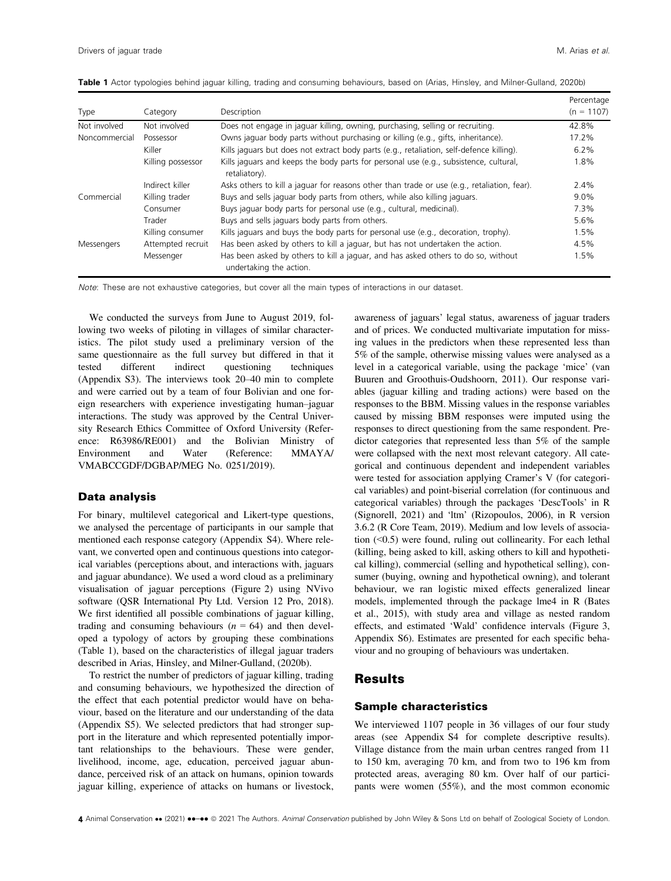**Table 1** Actor typologies behind jaguar killing, trading and consuming behaviours, based on (Arias, Hinsley, and Milner-Gulland, 2020b)

| Type | Category | Description | Percentage ($n$ = 1107) |
|---|---|---|---|
| Not involved | Not involved | Does not engage in jaguar killing, owning, purchasing, selling or recruiting. | 42.8% |
| Noncommercial | Possessor | Owns jaguar body parts without purchasing or killing (e.g., gifts, inheritance). | 17.2% |
| | Killer | Kills jaguars but does not extract body parts (e.g., retaliation, self-defence killing). | 6.2% |
| | Killing possessor | Kills jaguars and keeps the body parts for personal use (e.g., subsistence, cultural, retaliatory). | 1.8% |
| | Indirect killer | Asks others to kill a jaguar for reasons other than trade or use (e.g., retaliation, fear). | 2.4% |
| Commercial | Killing trader | Buys and sells jaguar body parts from others, while also killing jaguars. | 9.0% |
| | Consumer | Buys jaguar body parts for personal use (e.g., cultural, medicinal). | 7.3% |
| | Trader | Buys and sells jaguars body parts from others. | 5.6% |
| | Killing consumer | Kills jaguars and buys the body parts for personal use (e.g., decoration, trophy). | 1.5% |
| Messengers | Attempted recruit | Has been asked by others to kill a jaguar, but has not undertaken the action. | 4.5% |
| | Messenger | Has been asked by others to kill a jaguar, and has asked others to do so, without undertaking the action. | 1.5% |

*Note*: These are not exhaustive categories, but cover all the main types of interactions in our dataset.

We conducted the surveys from June to August 2019, following two weeks of piloting in villages of similar characteristics. The pilot study used a preliminary version of the same questionnaire as the full survey but differed in that it tested different indirect questioning techniques (Appendix S3). The interviews took 20–40 min to complete and were carried out by a team of four Bolivian and one foreign researchers with experience investigating human–jaguar interactions. The study was approved by the Central University Research Ethics Committee of Oxford University (Reference: R63986/RE001) and the Bolivian Ministry of Environment and Water (Reference: MMAYA/VMABCCGDF/DGBAP/MEG No. 0251/2019).

### Data analysis

For binary, multilevel categorical and Likert-type questions, we analysed the percentage of participants in our sample that mentioned each response category (Appendix S4). Where relevant, we converted open and continuous questions into categorical variables (perceptions about, and interactions with, jaguars and jaguar abundance). We used a word cloud as a preliminary visualisation of jaguar perceptions (Figure 2) using NVivo software (QSR International Pty Ltd. Version 12 Pro, 2018). We first identified all possible combinations of jaguar killing, trading and consuming behaviours ($n$ = 64) and then developed a typology of actors by grouping these combinations (Table 1), based on the characteristics of illegal jaguar traders described in Arias, Hinsley, and Milner-Gulland, (2020b).

To restrict the number of predictors of jaguar killing, trading and consuming behaviours, we hypothesized the direction of the effect that each potential predictor would have on behaviour, based on the literature and our understanding of the data (Appendix S5). We selected predictors that had stronger support in the literature and which represented potentially important relationships to the behaviours. These were gender, livelihood, income, age, education, perceived jaguar abundance, perceived risk of an attack on humans, opinion towards jaguar killing, experience of attacks on humans or livestock, awareness of jaguars' legal status, awareness of jaguar traders and of prices. We conducted multivariate imputation for missing values in the predictors when these represented less than 5% of the sample, otherwise missing values were analysed as a level in a categorical variable, using the package 'mice' (van Buuren and Groothuis-Oudshoorn, 2011). Our response variables (jaguar killing and trading actions) were based on the responses to the BBM. Missing values in the response variables caused by missing BBM responses were imputed using the responses to direct questioning from the same respondent. Predictor categories that represented less than 5% of the sample were collapsed with the next most relevant category. All categorical and continuous dependent and independent variables were tested for association applying Cramer's V (for categorical variables) and point-biserial correlation (for continuous and categorical variables) through the packages 'DescTools' in R (Signorell, 2021) and 'ltm' (Rizopoulos, 2006), in R version 3.6.2 (R Core Team, 2019). Medium and low levels of association (<0.5) were found, ruling out collinearity. For each lethal (killing, being asked to kill, asking others to kill and hypothetical killing), commercial (selling and hypothetical selling), consumer (buying, owning and hypothetical owning), and tolerant behaviour, we ran logistic mixed effects generalized linear models, implemented through the package lme4 in R (Bates et al., 2015), with study area and village as nested random effects, and estimated 'Wald' confidence intervals (Figure 3, Appendix S6). Estimates are presented for each specific behaviour and no grouping of behaviours was undertaken.

## Results

### Sample characteristics

We interviewed 1107 people in 36 villages of our four study areas (see Appendix S4 for complete descriptive results). Village distance from the main urban centres ranged from 11 to 150 km, averaging 70 km, and from two to 196 km from protected areas, averaging 80 km. Over half of our participants were women (55%), and the most common economic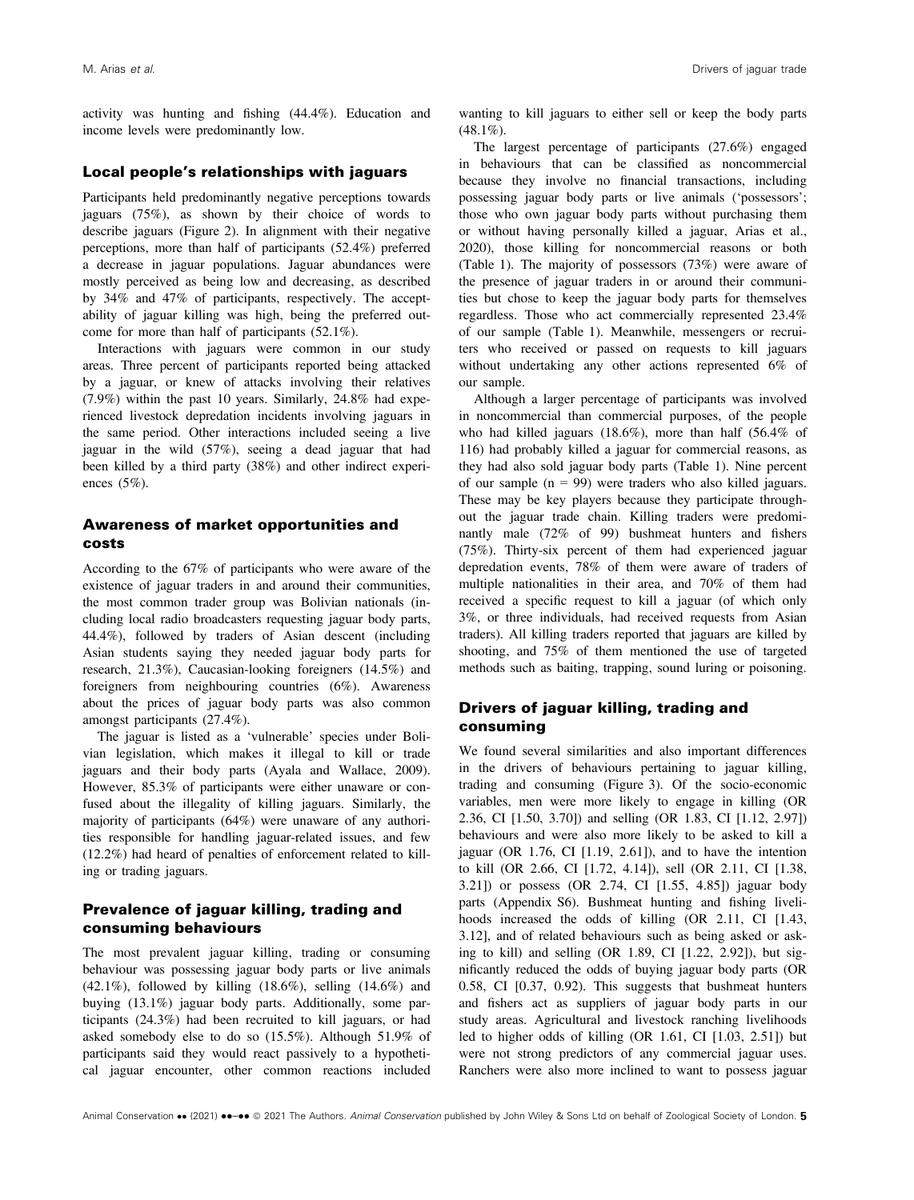activity was hunting and fishing (44.4%). Education and income levels were predominantly low.

## Local people's relationships with jaguars

Participants held predominantly negative perceptions towards jaguars (75%), as shown by their choice of words to describe jaguars (Figure 2). In alignment with their negative perceptions, more than half of participants (52.4%) preferred a decrease in jaguar populations. Jaguar abundances were mostly perceived as being low and decreasing, as described by 34% and 47% of participants, respectively. The acceptability of jaguar killing was high, being the preferred outcome for more than half of participants (52.1%).

Interactions with jaguars were common in our study areas. Three percent of participants reported being attacked by a jaguar, or knew of attacks involving their relatives (7.9%) within the past 10 years. Similarly, 24.8% had experienced livestock depredation incidents involving jaguars in the same period. Other interactions included seeing a live jaguar in the wild (57%), seeing a dead jaguar that had been killed by a third party (38%) and other indirect experiences (5%).

## Awareness of market opportunities and costs

According to the 67% of participants who were aware of the existence of jaguar traders in and around their communities, the most common trader group was Bolivian nationals (including local radio broadcasters requesting jaguar body parts, 44.4%), followed by traders of Asian descent (including Asian students saying they needed jaguar body parts for research, 21.3%), Caucasian-looking foreigners (14.5%) and foreigners from neighbouring countries (6%). Awareness about the prices of jaguar body parts was also common amongst participants (27.4%).

The jaguar is listed as a 'vulnerable' species under Bolivian legislation, which makes it illegal to kill or trade jaguars and their body parts (Ayala and Wallace, 2009). However, 85.3% of participants were either unaware or confused about the illegality of killing jaguars. Similarly, the majority of participants (64%) were unaware of any authorities responsible for handling jaguar-related issues, and few (12.2%) had heard of penalties of enforcement related to killing or trading jaguars.

## Prevalence of jaguar killing, trading and consuming behaviours

The most prevalent jaguar killing, trading or consuming behaviour was possessing jaguar body parts or live animals (42.1%), followed by killing (18.6%), selling (14.6%) and buying (13.1%) jaguar body parts. Additionally, some participants (24.3%) had been recruited to kill jaguars, or had asked somebody else to do so (15.5%). Although 51.9% of participants said they would react passively to a hypothetical jaguar encounter, other common reactions included wanting to kill jaguars to either sell or keep the body parts (48.1%).

The largest percentage of participants (27.6%) engaged in behaviours that can be classified as noncommercial because they involve no financial transactions, including possessing jaguar body parts or live animals ('possessors'; those who own jaguar body parts without purchasing them or without having personally killed a jaguar, Arias et al., 2020), those killing for noncommercial reasons or both (Table 1). The majority of possessors (73%) were aware of the presence of jaguar traders in or around their communities but chose to keep the jaguar body parts for themselves regardless. Those who act commercially represented 23.4% of our sample (Table 1). Meanwhile, messengers or recruiters who received or passed on requests to kill jaguars without undertaking any other actions represented 6% of our sample.

Although a larger percentage of participants was involved in noncommercial than commercial purposes, of the people who had killed jaguars (18.6%), more than half (56.4% of 116) had probably killed a jaguar for commercial reasons, as they had also sold jaguar body parts (Table 1). Nine percent of our sample (n = 99) were traders who also killed jaguars. These may be key players because they participate throughout the jaguar trade chain. Killing traders were predominantly male (72% of 99) bushmeat hunters and fishers (75%). Thirty-six percent of them had experienced jaguar depredation events, 78% of them were aware of traders of multiple nationalities in their area, and 70% of them had received a specific request to kill a jaguar (of which only 3%, or three individuals, had received requests from Asian traders). All killing traders reported that jaguars are killed by shooting, and 75% of them mentioned the use of targeted methods such as baiting, trapping, sound luring or poisoning.

## Drivers of jaguar killing, trading and consuming

We found several similarities and also important differences in the drivers of behaviours pertaining to jaguar killing, trading and consuming (Figure 3). Of the socio-economic variables, men were more likely to engage in killing (OR 2.36, CI [1.50, 3.70]) and selling (OR 1.83, CI [1.12, 2.97]) behaviours and were also more likely to be asked to kill a jaguar (OR 1.76, CI [1.19, 2.61]), and to have the intention to kill (OR 2.66, CI [1.72, 4.14]), sell (OR 2.11, CI [1.38, 3.21]) or possess (OR 2.74, CI [1.55, 4.85]) jaguar body parts (Appendix S6). Bushmeat hunting and fishing livelihoods increased the odds of killing (OR 2.11, CI [1.43, 3.12], and of related behaviours such as being asked or asking to kill) and selling (OR 1.89, CI [1.22, 2.92]), but significantly reduced the odds of buying jaguar body parts (OR 0.58, CI [0.37, 0.92). This suggests that bushmeat hunters and fishers act as suppliers of jaguar body parts in our study areas. Agricultural and livestock ranching livelihoods led to higher odds of killing (OR 1.61, CI [1.03, 2.51]) but were not strong predictors of any commercial jaguar uses. Ranchers were also more inclined to want to possess jaguar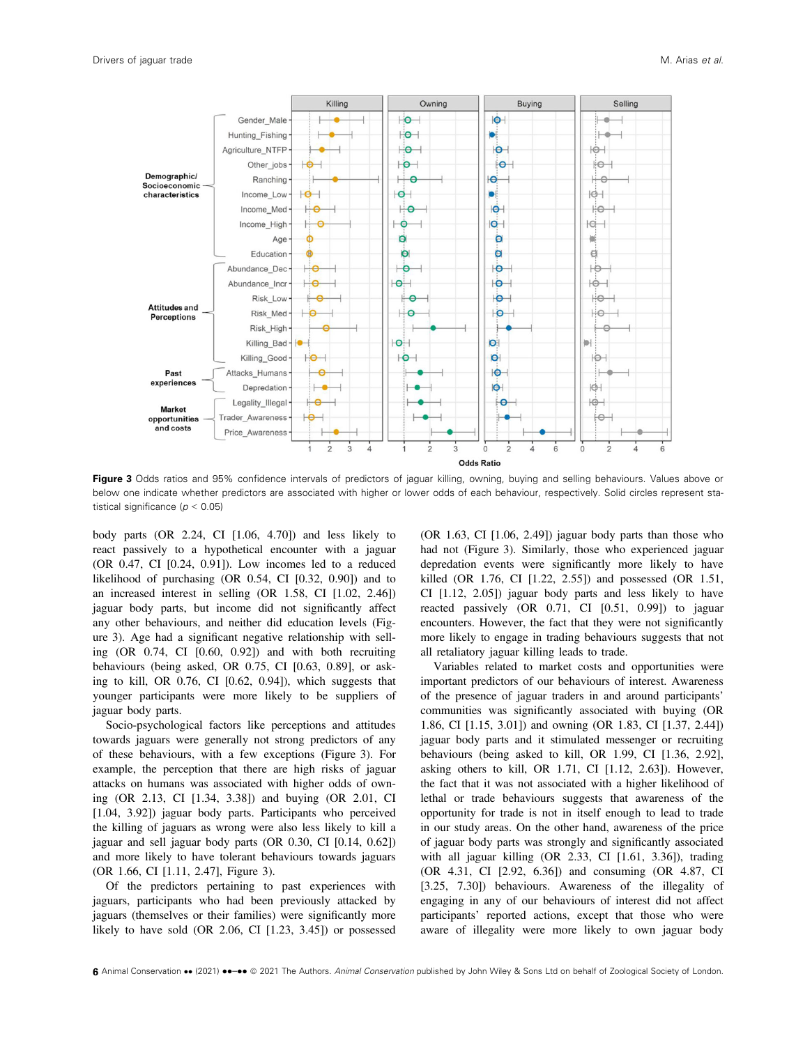**Figure 3** Odds ratios and 95% confidence intervals of predictors of jaguar killing, owning, buying and selling behaviours. Values above or below one indicate whether predictors are associated with higher or lower odds of each behaviour, respectively. Solid circles represent statistical significance ($p < 0.05$)

body parts (OR 2.24, CI [1.06, 4.70]) and less likely to react passively to a hypothetical encounter with a jaguar (OR 0.47, CI [0.24, 0.91]). Low incomes led to a reduced likelihood of purchasing (OR 0.54, CI [0.32, 0.90]) and to an increased interest in selling (OR 1.58, CI [1.02, 2.46]) jaguar body parts, but income did not significantly affect any other behaviours, and neither did education levels (Figure 3). Age had a significant negative relationship with selling (OR 0.74, CI [0.60, 0.92]) and with both recruiting behaviours (being asked, OR 0.75, CI [0.63, 0.89], or asking to kill, OR 0.76, CI [0.62, 0.94]), which suggests that younger participants were more likely to be suppliers of jaguar body parts.

Socio-psychological factors like perceptions and attitudes towards jaguars were generally not strong predictors of any of these behaviours, with a few exceptions (Figure 3). For example, the perception that there are high risks of jaguar attacks on humans was associated with higher odds of owning (OR 2.13, CI [1.34, 3.38]) and buying (OR 2.01, CI [1.04, 3.92]) jaguar body parts. Participants who perceived the killing of jaguars as wrong were also less likely to kill a jaguar and sell jaguar body parts (OR 0.30, CI [0.14, 0.62]) and more likely to have tolerant behaviours towards jaguars (OR 1.66, CI [1.11, 2.47], Figure 3).

Of the predictors pertaining to past experiences with jaguars, participants who had been previously attacked by jaguars (themselves or their families) were significantly more likely to have sold (OR 2.06, CI [1.23, 3.45]) or possessed (OR 1.63, CI [1.06, 2.49]) jaguar body parts than those who had not (Figure 3). Similarly, those who experienced jaguar depredation events were significantly more likely to have killed (OR 1.76, CI [1.22, 2.55]) and possessed (OR 1.51, CI [1.12, 2.05]) jaguar body parts and less likely to have reacted passively (OR 0.71, CI [0.51, 0.99]) to jaguar encounters. However, the fact that they were not significantly more likely to engage in trading behaviours suggests that not all retaliatory jaguar killing leads to trade.

Variables related to market costs and opportunities were important predictors of our behaviours of interest. Awareness of the presence of jaguar traders in and around participants' communities was significantly associated with buying (OR 1.86, CI [1.15, 3.01]) and owning (OR 1.83, CI [1.37, 2.44]) jaguar body parts and it stimulated messenger or recruiting behaviours (being asked to kill, OR 1.99, CI [1.36, 2.92], asking others to kill, OR 1.71, CI [1.12, 2.63]). However, the fact that it was not associated with a higher likelihood of lethal or trade behaviours suggests that awareness of the opportunity for trade is not in itself enough to lead to trade in our study areas. On the other hand, awareness of the price of jaguar body parts was strongly and significantly associated with all jaguar killing (OR 2.33, CI [1.61, 3.36]), trading (OR 4.31, CI [2.92, 6.36]) and consuming (OR 4.87, CI [3.25, 7.30]) behaviours. Awareness of the illegality of engaging in any of our behaviours of interest did not affect participants' reported actions, except that those who were aware of illegality were more likely to own jaguar body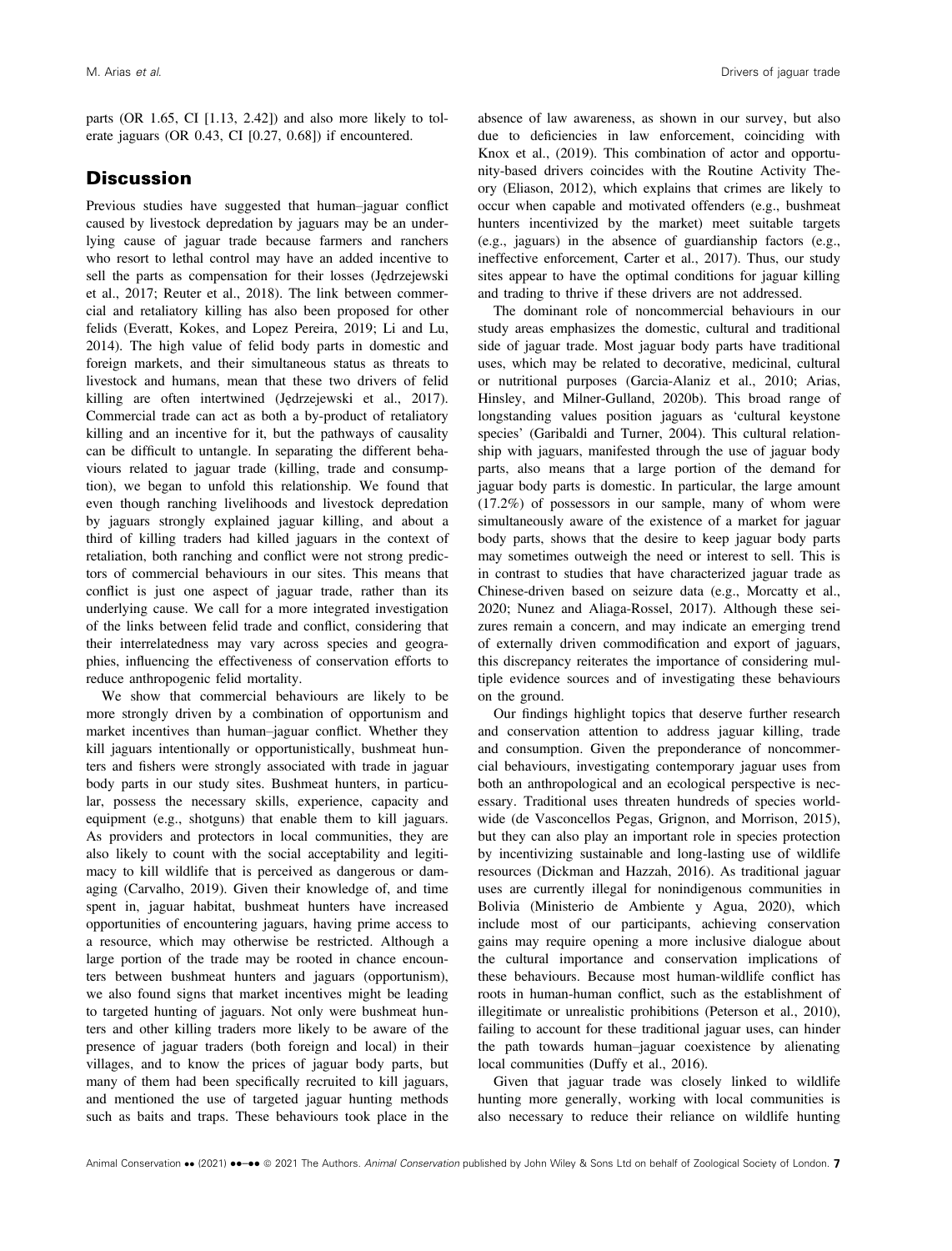parts (OR 1.65, CI [1.13, 2.42]) and also more likely to tolerate jaguars (OR 0.43, CI [0.27, 0.68]) if encountered.

## Discussion

Previous studies have suggested that human–jaguar conflict caused by livestock depredation by jaguars may be an underlying cause of jaguar trade because farmers and ranchers who resort to lethal control may have an added incentive to sell the parts as compensation for their losses (Jędrzejewski et al., 2017; Reuter et al., 2018). The link between commercial and retaliatory killing has also been proposed for other felids (Everatt, Kokes, and Lopez Pereira, 2019; Li and Lu, 2014). The high value of felid body parts in domestic and foreign markets, and their simultaneous status as threats to livestock and humans, mean that these two drivers of felid killing are often intertwined (Jędrzejewski et al., 2017). Commercial trade can act as both a by-product of retaliatory killing and an incentive for it, but the pathways of causality can be difficult to untangle. In separating the different behaviours related to jaguar trade (killing, trade and consumption), we began to unfold this relationship. We found that even though ranching livelihoods and livestock depredation by jaguars strongly explained jaguar killing, and about a third of killing traders had killed jaguars in the context of retaliation, both ranching and conflict were not strong predictors of commercial behaviours in our sites. This means that conflict is just one aspect of jaguar trade, rather than its underlying cause. We call for a more integrated investigation of the links between felid trade and conflict, considering that their interrelatedness may vary across species and geographies, influencing the effectiveness of conservation efforts to reduce anthropogenic felid mortality.

We show that commercial behaviours are likely to be more strongly driven by a combination of opportunism and market incentives than human–jaguar conflict. Whether they kill jaguars intentionally or opportunistically, bushmeat hunters and fishers were strongly associated with trade in jaguar body parts in our study sites. Bushmeat hunters, in particular, possess the necessary skills, experience, capacity and equipment (e.g., shotguns) that enable them to kill jaguars. As providers and protectors in local communities, they are also likely to count with the social acceptability and legitimacy to kill wildlife that is perceived as dangerous or damaging (Carvalho, 2019). Given their knowledge of, and time spent in, jaguar habitat, bushmeat hunters have increased opportunities of encountering jaguars, having prime access to a resource, which may otherwise be restricted. Although a large portion of the trade may be rooted in chance encounters between bushmeat hunters and jaguars (opportunism), we also found signs that market incentives might be leading to targeted hunting of jaguars. Not only were bushmeat hunters and other killing traders more likely to be aware of the presence of jaguar traders (both foreign and local) in their villages, and to know the prices of jaguar body parts, but many of them had been specifically recruited to kill jaguars, and mentioned the use of targeted jaguar hunting methods such as baits and traps. These behaviours took place in the absence of law awareness, as shown in our survey, but also due to deficiencies in law enforcement, coinciding with Knox et al., (2019). This combination of actor and opportunity-based drivers coincides with the Routine Activity Theory (Eliason, 2012), which explains that crimes are likely to occur when capable and motivated offenders (e.g., bushmeat hunters incentivized by the market) meet suitable targets (e.g., jaguars) in the absence of guardianship factors (e.g., ineffective enforcement, Carter et al., 2017). Thus, our study sites appear to have the optimal conditions for jaguar killing and trading to thrive if these drivers are not addressed.

The dominant role of noncommercial behaviours in our study areas emphasizes the domestic, cultural and traditional side of jaguar trade. Most jaguar body parts have traditional uses, which may be related to decorative, medicinal, cultural or nutritional purposes (Garcia-Alaniz et al., 2010; Arias, Hinsley, and Milner-Gulland, 2020b). This broad range of longstanding values position jaguars as 'cultural keystone species' (Garibaldi and Turner, 2004). This cultural relationship with jaguars, manifested through the use of jaguar body parts, also means that a large portion of the demand for jaguar body parts is domestic. In particular, the large amount (17.2%) of possessors in our sample, many of whom were simultaneously aware of the existence of a market for jaguar body parts, shows that the desire to keep jaguar body parts may sometimes outweigh the need or interest to sell. This is in contrast to studies that have characterized jaguar trade as Chinese-driven based on seizure data (e.g., Morcatty et al., 2020; Nunez and Aliaga-Rossel, 2017). Although these seizures remain a concern, and may indicate an emerging trend of externally driven commodification and export of jaguars, this discrepancy reiterates the importance of considering multiple evidence sources and of investigating these behaviours on the ground.

Our findings highlight topics that deserve further research and conservation attention to address jaguar killing, trade and consumption. Given the preponderance of noncommercial behaviours, investigating contemporary jaguar uses from both an anthropological and an ecological perspective is necessary. Traditional uses threaten hundreds of species worldwide (de Vasconcellos Pegas, Grignon, and Morrison, 2015), but they can also play an important role in species protection by incentivizing sustainable and long-lasting use of wildlife resources (Dickman and Hazzah, 2016). As traditional jaguar uses are currently illegal for nonindigenous communities in Bolivia (Ministerio de Ambiente y Agua, 2020), which include most of our participants, achieving conservation gains may require opening a more inclusive dialogue about the cultural importance and conservation implications of these behaviours. Because most human-wildlife conflict has roots in human-human conflict, such as the establishment of illegitimate or unrealistic prohibitions (Peterson et al., 2010), failing to account for these traditional jaguar uses, can hinder the path towards human–jaguar coexistence by alienating local communities (Duffy et al., 2016).

Given that jaguar trade was closely linked to wildlife hunting more generally, working with local communities is also necessary to reduce their reliance on wildlife hunting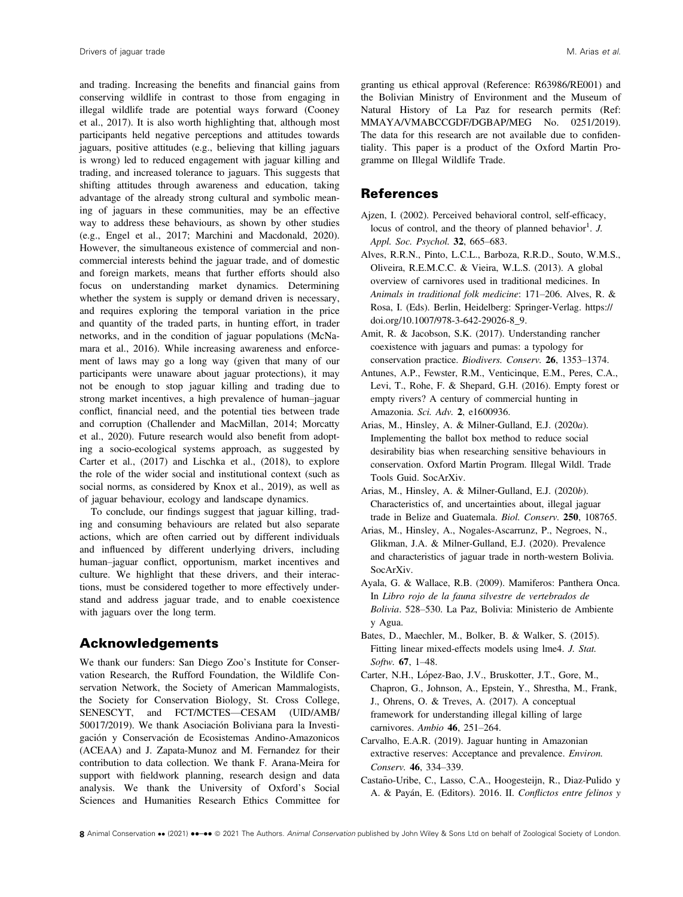and trading. Increasing the benefits and financial gains from conserving wildlife in contrast to those from engaging in illegal wildlife trade are potential ways forward (Cooney et al., 2017). It is also worth highlighting that, although most participants held negative perceptions and attitudes towards jaguars, positive attitudes (e.g., believing that killing jaguars is wrong) led to reduced engagement with jaguar killing and trading, and increased tolerance to jaguars. This suggests that shifting attitudes through awareness and education, taking advantage of the already strong cultural and symbolic meaning of jaguars in these communities, may be an effective way to address these behaviours, as shown by other studies (e.g., Engel et al., 2017; Marchini and Macdonald, 2020). However, the simultaneous existence of commercial and non-commercial interests behind the jaguar trade, and of domestic and foreign markets, means that further efforts should also focus on understanding market dynamics. Determining whether the system is supply or demand driven is necessary, and requires exploring the temporal variation in the price and quantity of the traded parts, in hunting effort, in trader networks, and in the condition of jaguar populations (McNamara et al., 2016). While increasing awareness and enforcement of laws may go a long way (given that many of our participants were unaware about jaguar protections), it may not be enough to stop jaguar killing and trading due to strong market incentives, a high prevalence of human–jaguar conflict, financial need, and the potential ties between trade and corruption (Challender and MacMillan, 2014; Morcatty et al., 2020). Future research would also benefit from adopting a socio-ecological systems approach, as suggested by Carter et al., (2017) and Lischka et al., (2018), to explore the role of the wider social and institutional context (such as social norms, as considered by Knox et al., 2019), as well as of jaguar behaviour, ecology and landscape dynamics.

To conclude, our findings suggest that jaguar killing, trading and consuming behaviours are related but also separate actions, which are often carried out by different individuals and influenced by different underlying drivers, including human–jaguar conflict, opportunism, market incentives and culture. We highlight that these drivers, and their interactions, must be considered together to more effectively understand and address jaguar trade, and to enable coexistence with jaguars over the long term.

## Acknowledgements

We thank our funders: San Diego Zoo's Institute for Conservation Research, the Rufford Foundation, the Wildlife Conservation Network, the Society of American Mammalogists, the Society for Conservation Biology, St. Cross College, SENESCYT, and FCT/MCTES—CESAM (UID/AMB/50017/2019). We thank Asociación Boliviana para la Investigación y Conservación de Ecosistemas Andino-Amazonicos (ACEAA) and J. Zapata-Munoz and M. Fernandez for their contribution to data collection. We thank F. Arana-Meira for support with fieldwork planning, research design and data analysis. We thank the University of Oxford's Social Sciences and Humanities Research Ethics Committee for granting us ethical approval (Reference: R63986/RE001) and the Bolivian Ministry of Environment and the Museum of Natural History of La Paz for research permits (Ref: MMAYA/VMABCCGDF/DGBAP/MEG No. 0251/2019). The data for this research are not available due to confidentiality. This paper is a product of the Oxford Martin Programme on Illegal Wildlife Trade.

## References

Ajzen, I. (2002). Perceived behavioral control, self-efficacy, locus of control, and the theory of planned behavior[1]. *J. Appl. Soc. Psychol.* **32**, 665–683.

Alves, R.R.N., Pinto, L.C.L., Barboza, R.R.D., Souto, W.M.S., Oliveira, R.E.M.C.C. & Vieira, W.L.S. (2013). A global overview of carnivores used in traditional medicines. In *Animals in traditional folk medicine*: 171–206. Alves, R. & Rosa, I. (Eds). Berlin, Heidelberg: Springer-Verlag. https://doi.org/10.1007/978-3-642-29026-8_9.

Amit, R. & Jacobson, S.K. (2017). Understanding rancher coexistence with jaguars and pumas: a typology for conservation practice. *Biodivers. Conserv.* **26**, 1353–1374.

Antunes, A.P., Fewster, R.M., Venticinque, E.M., Peres, C.A., Levi, T., Rohe, F. & Shepard, G.H. (2016). Empty forest or empty rivers? A century of commercial hunting in Amazonia. *Sci. Adv.* **2**, e1600936.

Arias, M., Hinsley, A. & Milner-Gulland, E.J. (2020*a*). Implementing the ballot box method to reduce social desirability bias when researching sensitive behaviours in conservation. Oxford Martin Program. Illegal Wildl. Trade Tools Guid. SocArXiv.

Arias, M., Hinsley, A. & Milner-Gulland, E.J. (2020*b*). Characteristics of, and uncertainties about, illegal jaguar trade in Belize and Guatemala. *Biol. Conserv.* **250**, 108765.

Arias, M., Hinsley, A., Nogales-Ascarrunz, P., Negroes, N., Glikman, J.A. & Milner-Gulland, E.J. (2020). Prevalence and characteristics of jaguar trade in north-western Bolivia. SocArXiv.

Ayala, G. & Wallace, R.B. (2009). Mamiferos: Panthera Onca. In *Libro rojo de la fauna silvestre de vertebrados de Bolivia*. 528–530. La Paz, Bolivia: Ministerio de Ambiente y Agua.

Bates, D., Maechler, M., Bolker, B. & Walker, S. (2015). Fitting linear mixed-effects models using lme4. *J. Stat. Softw.* **67**, 1–48.

Carter, N.H., López-Bao, J.V., Bruskotter, J.T., Gore, M., Chapron, G., Johnson, A., Epstein, Y., Shrestha, M., Frank, J., Ohrens, O. & Treves, A. (2017). A conceptual framework for understanding illegal killing of large carnivores. *Ambio* **46**, 251–264.

Carvalho, E.A.R. (2019). Jaguar hunting in Amazonian extractive reserves: Acceptance and prevalence. *Environ. Conserv.* **46**, 334–339.

Castaño-Uribe, C., Lasso, C.A., Hoogesteijn, R., Diaz-Pulido y A. & Payán, E. (Editors). 2016. II. *Conflictos entre felinos y*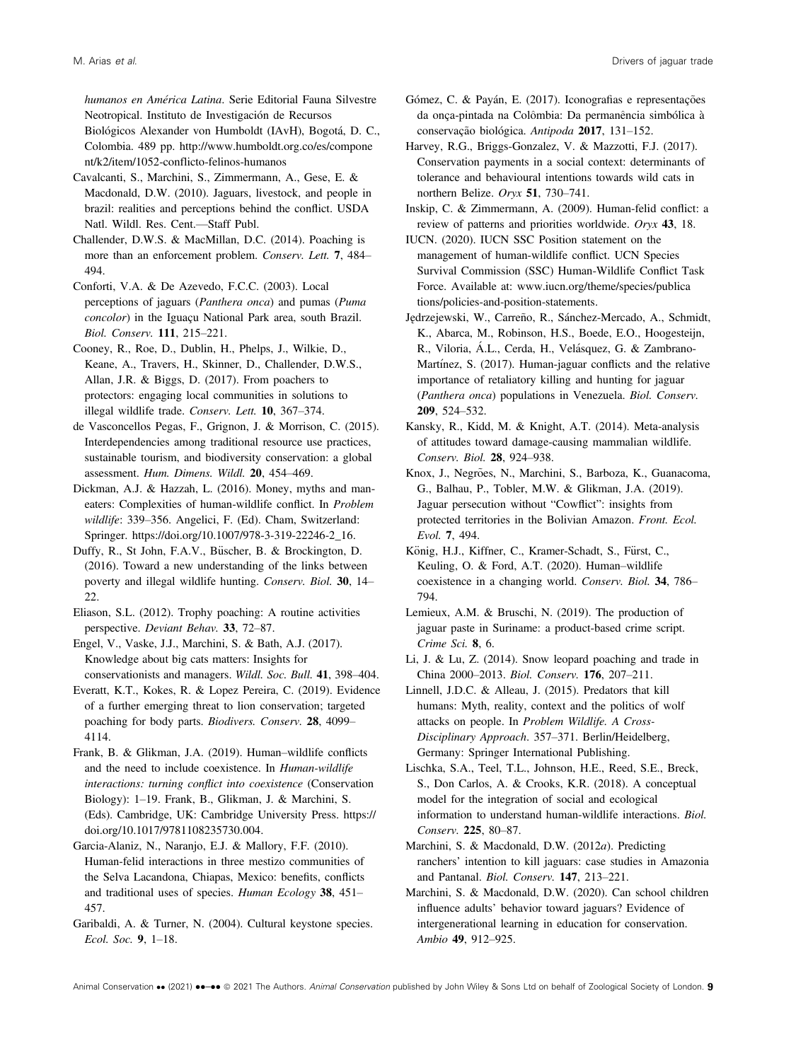*humanos en América Latina*. Serie Editorial Fauna Silvestre Neotropical. Instituto de Investigación de Recursos Biológicos Alexander von Humboldt (IAvH), Bogotá, D. C., Colombia. 489 pp. http://www.humboldt.org.co/es/component/k2/item/1052-conflicto-felinos-humanos

Cavalcanti, S., Marchini, S., Zimmermann, A., Gese, E. & Macdonald, D.W. (2010). Jaguars, livestock, and people in brazil: realities and perceptions behind the conflict. USDA Natl. Wildl. Res. Cent.—Staff Publ.

Challender, D.W.S. & MacMillan, D.C. (2014). Poaching is more than an enforcement problem. *Conserv. Lett.* **7**, 484–494.

Conforti, V.A. & De Azevedo, F.C.C. (2003). Local perceptions of jaguars (*Panthera onca*) and pumas (*Puma concolor*) in the Iguaçu National Park area, south Brazil. *Biol. Conserv.* **111**, 215–221.

Cooney, R., Roe, D., Dublin, H., Phelps, J., Wilkie, D., Keane, A., Travers, H., Skinner, D., Challender, D.W.S., Allan, J.R. & Biggs, D. (2017). From poachers to protectors: engaging local communities in solutions to illegal wildlife trade. *Conserv. Lett.* **10**, 367–374.

de Vasconcellos Pegas, F., Grignon, J. & Morrison, C. (2015). Interdependencies among traditional resource use practices, sustainable tourism, and biodiversity conservation: a global assessment. *Hum. Dimens. Wildl.* **20**, 454–469.

Dickman, A.J. & Hazzah, L. (2016). Money, myths and man-eaters: Complexities of human-wildlife conflict. In *Problem wildlife*: 339–356. Angelici, F. (Ed). Cham, Switzerland: Springer. https://doi.org/10.1007/978-3-319-22246-2_16.

Duffy, R., St John, F.A.V., Büscher, B. & Brockington, D. (2016). Toward a new understanding of the links between poverty and illegal wildlife hunting. *Conserv. Biol.* **30**, 14–22.

Eliason, S.L. (2012). Trophy poaching: A routine activities perspective. *Deviant Behav.* **33**, 72–87.

Engel, V., Vaske, J.J., Marchini, S. & Bath, A.J. (2017). Knowledge about big cats matters: Insights for conservationists and managers. *Wildl. Soc. Bull.* **41**, 398–404.

Everatt, K.T., Kokes, R. & Lopez Pereira, C. (2019). Evidence of a further emerging threat to lion conservation; targeted poaching for body parts. *Biodivers. Conserv.* **28**, 4099–4114.

Frank, B. & Glikman, J.A. (2019). Human–wildlife conflicts and the need to include coexistence. In *Human-wildlife interactions: turning conflict into coexistence* (Conservation Biology): 1–19. Frank, B., Glikman, J. & Marchini, S. (Eds). Cambridge, UK: Cambridge University Press. https://doi.org/10.1017/9781108235730.004.

Garcia-Alaniz, N., Naranjo, E.J. & Mallory, F.F. (2010). Human-felid interactions in three mestizo communities of the Selva Lacandona, Chiapas, Mexico: benefits, conflicts and traditional uses of species. *Human Ecology* **38**, 451–457.

Garibaldi, A. & Turner, N. (2004). Cultural keystone species. *Ecol. Soc.* **9**, 1–18.

Gómez, C. & Payán, E. (2017). Iconografias e representações da onça-pintada na Colômbia: Da permanência simbólica à conservação biológica. *Antipoda* **2017**, 131–152.

Harvey, R.G., Briggs-Gonzalez, V. & Mazzotti, F.J. (2017). Conservation payments in a social context: determinants of tolerance and behavioural intentions towards wild cats in northern Belize. *Oryx* **51**, 730–741.

Inskip, C. & Zimmermann, A. (2009). Human-felid conflict: a review of patterns and priorities worldwide. *Oryx* **43**, 18.

IUCN. (2020). IUCN SSC Position statement on the management of human-wildlife conflict. UCN Species Survival Commission (SSC) Human-Wildlife Conflict Task Force. Available at: www.iucn.org/theme/species/publications/policies-and-position-statements.

Jędrzejewski, W., Carreño, R., Sánchez-Mercado, A., Schmidt, K., Abarca, M., Robinson, H.S., Boede, E.O., Hoogesteijn, R., Viloria, Á.L., Cerda, H., Velásquez, G. & Zambrano-Martínez, S. (2017). Human-jaguar conflicts and the relative importance of retaliatory killing and hunting for jaguar (*Panthera onca*) populations in Venezuela. *Biol. Conserv.* **209**, 524–532.

Kansky, R., Kidd, M. & Knight, A.T. (2014). Meta-analysis of attitudes toward damage-causing mammalian wildlife. *Conserv. Biol.* **28**, 924–938.

Knox, J., Negrões, N., Marchini, S., Barboza, K., Guanacoma, G., Balhau, P., Tobler, M.W. & Glikman, J.A. (2019). Jaguar persecution without "Cowflict": insights from protected territories in the Bolivian Amazon. *Front. Ecol. Evol.* **7**, 494.

König, H.J., Kiffner, C., Kramer-Schadt, S., Fürst, C., Keuling, O. & Ford, A.T. (2020). Human–wildlife coexistence in a changing world. *Conserv. Biol.* **34**, 786–794.

Lemieux, A.M. & Bruschi, N. (2019). The production of jaguar paste in Suriname: a product-based crime script. *Crime Sci.* **8**, 6.

Li, J. & Lu, Z. (2014). Snow leopard poaching and trade in China 2000–2013. *Biol. Conserv.* **176**, 207–211.

Linnell, J.D.C. & Alleau, J. (2015). Predators that kill humans: Myth, reality, context and the politics of wolf attacks on people. In *Problem Wildlife. A Cross-Disciplinary Approach*. 357–371. Berlin/Heidelberg, Germany: Springer International Publishing.

Lischka, S.A., Teel, T.L., Johnson, H.E., Reed, S.E., Breck, S., Don Carlos, A. & Crooks, K.R. (2018). A conceptual model for the integration of social and ecological information to understand human-wildlife interactions. *Biol. Conserv.* **225**, 80–87.

Marchini, S. & Macdonald, D.W. (2012*a*). Predicting ranchers' intention to kill jaguars: case studies in Amazonia and Pantanal. *Biol. Conserv.* **147**, 213–221.

Marchini, S. & Macdonald, D.W. (2020). Can school children influence adults' behavior toward jaguars? Evidence of intergenerational learning in education for conservation. *Ambio* **49**, 912–925.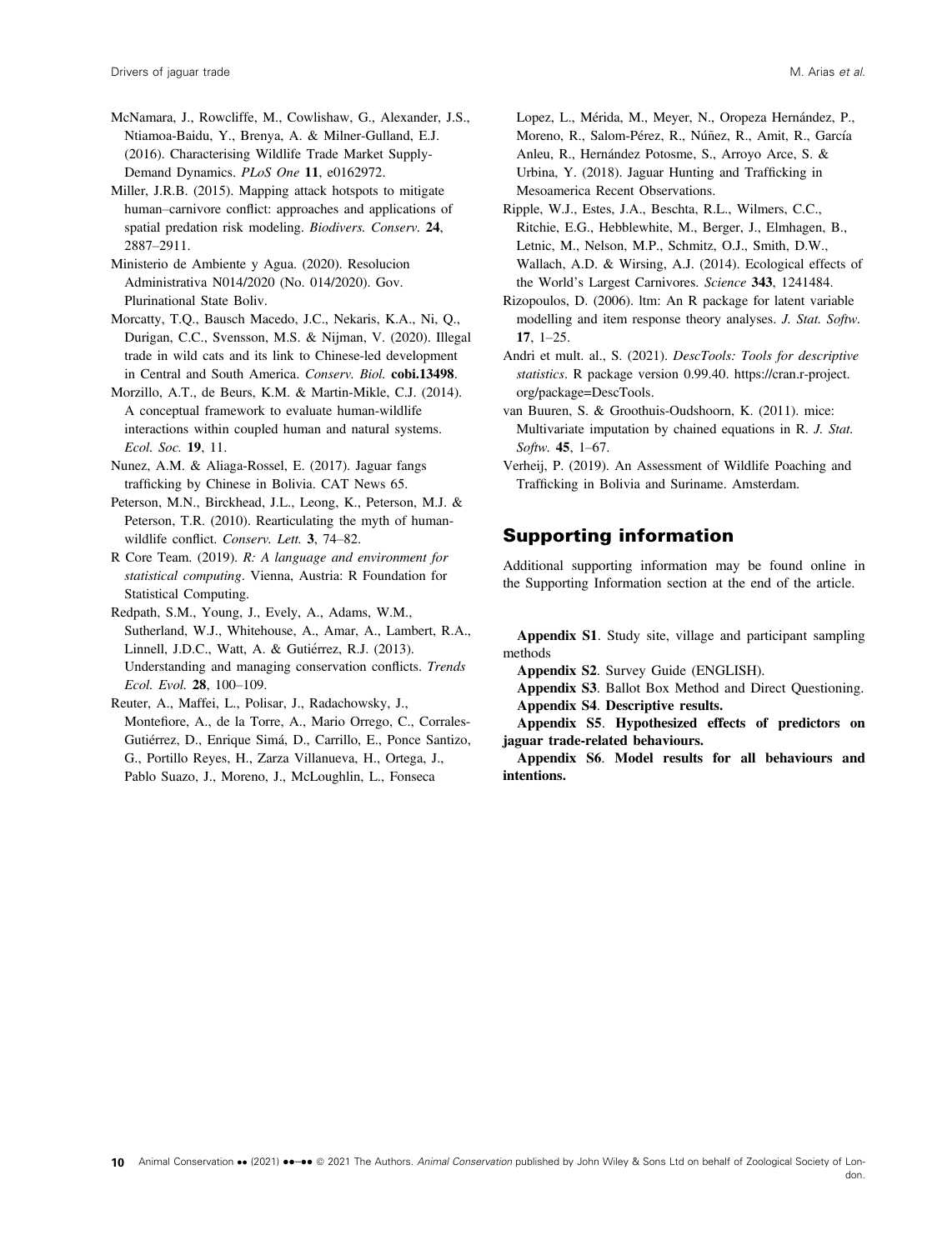McNamara, J., Rowcliffe, M., Cowlishaw, G., Alexander, J.S., Ntiamoa-Baidu, Y., Brenya, A. & Milner-Gulland, E.J. (2016). Characterising Wildlife Trade Market Supply-Demand Dynamics. *PLoS One* **11**, e0162972.

Miller, J.R.B. (2015). Mapping attack hotspots to mitigate human–carnivore conflict: approaches and applications of spatial predation risk modeling. *Biodivers. Conserv.* **24**, 2887–2911.

Ministerio de Ambiente y Agua. (2020). Resolucion Administrativa N014/2020 (No. 014/2020). Gov. Plurinational State Boliv.

Morcatty, T.Q., Bausch Macedo, J.C., Nekaris, K.A., Ni, Q., Durigan, C.C., Svensson, M.S. & Nijman, V. (2020). Illegal trade in wild cats and its link to Chinese-led development in Central and South America. *Conserv. Biol.* **cobi.13498**.

Morzillo, A.T., de Beurs, K.M. & Martin-Mikle, C.J. (2014). A conceptual framework to evaluate human-wildlife interactions within coupled human and natural systems. *Ecol. Soc.* **19**, 11.

Nunez, A.M. & Aliaga-Rossel, E. (2017). Jaguar fangs trafficking by Chinese in Bolivia. CAT News 65.

Peterson, M.N., Birckhead, J.L., Leong, K., Peterson, M.J. & Peterson, T.R. (2010). Rearticulating the myth of human-wildlife conflict. *Conserv. Lett.* **3**, 74–82.

R Core Team. (2019). *R: A language and environment for statistical computing*. Vienna, Austria: R Foundation for Statistical Computing.

Redpath, S.M., Young, J., Evely, A., Adams, W.M., Sutherland, W.J., Whitehouse, A., Amar, A., Lambert, R.A., Linnell, J.D.C., Watt, A. & Gutiérrez, R.J. (2013). Understanding and managing conservation conflicts. *Trends Ecol. Evol.* **28**, 100–109.

Reuter, A., Maffei, L., Polisar, J., Radachowsky, J., Montefiore, A., de la Torre, A., Mario Orrego, C., Corrales-Gutiérrez, D., Enrique Simá, D., Carrillo, E., Ponce Santizo, G., Portillo Reyes, H., Zarza Villanueva, H., Ortega, J., Pablo Suazo, J., Moreno, J., McLoughlin, L., Fonseca Lopez, L., Mérida, M., Meyer, N., Oropeza Hernández, P., Moreno, R., Salom-Pérez, R., Núñez, R., Amit, R., García Anleu, R., Hernández Potosme, S., Arroyo Arce, S. & Urbina, Y. (2018). Jaguar Hunting and Trafficking in Mesoamerica Recent Observations.

Ripple, W.J., Estes, J.A., Beschta, R.L., Wilmers, C.C., Ritchie, E.G., Hebblewhite, M., Berger, J., Elmhagen, B., Letnic, M., Nelson, M.P., Schmitz, O.J., Smith, D.W., Wallach, A.D. & Wirsing, A.J. (2014). Ecological effects of the World's Largest Carnivores. *Science* **343**, 1241484.

Rizopoulos, D. (2006). ltm: An R package for latent variable modelling and item response theory analyses. *J. Stat. Softw.* **17**, 1–25.

Andri et mult. al., S. (2021). *DescTools: Tools for descriptive statistics*. R package version 0.99.40. https://cran.r-project.org/package=DescTools.

van Buuren, S. & Groothuis-Oudshoorn, K. (2011). mice: Multivariate imputation by chained equations in R. *J. Stat. Softw.* **45**, 1–67.

Verheij, P. (2019). An Assessment of Wildlife Poaching and Trafficking in Bolivia and Suriname. Amsterdam.

## Supporting information

Additional supporting information may be found online in the Supporting Information section at the end of the article.

**Appendix S1**. Study site, village and participant sampling methods

**Appendix S2**. Survey Guide (ENGLISH).

**Appendix S3**. Ballot Box Method and Direct Questioning.

**Appendix S4**. **Descriptive results.**

**Appendix S5**. **Hypothesized effects of predictors on jaguar trade-related behaviours.**

**Appendix S6**. **Model results for all behaviours and intentions.**